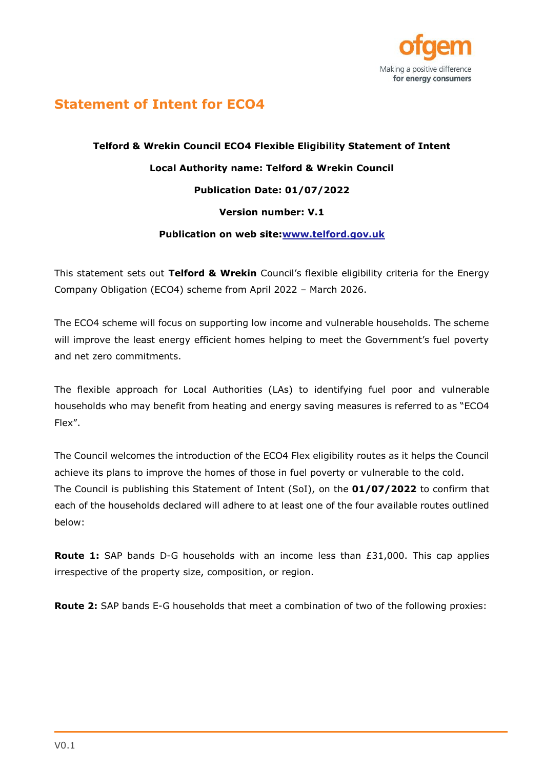# Statement of Intent for ECO4

**Telford & Wrekin Council ECO4 Flexible Eligibility Statement of Intent**

**Local Authority name: Telford & Wrekin Council**

**Publication Date: 01/07/2022**

**Version number: V.1**

**Publication on web site:www.telford.gov.uk**

This statement sets out **Telford & Wrekin** Council's flexible eligibility criteria for the Energy Company Obligation (ECO4) scheme from April 2022 – March 2026.

The ECO4 scheme will focus on supporting low income and vulnerable households. The scheme will improve the least energy efficient homes helping to meet the Government's fuel poverty and net zero commitments.

The flexible approach for Local Authorities (LAs) to identifying fuel poor and vulnerable households who may benefit from heating and energy saving measures is referred to as "ECO4 Flex".

The Council welcomes the introduction of the ECO4 Flex eligibility routes as it helps the Council achieve its plans to improve the homes of those in fuel poverty or vulnerable to the cold.
The Council is publishing this Statement of Intent (SoI), on the **01/07/2022** to confirm that each of the households declared will adhere to at least one of the four available routes outlined below:

**Route 1:** SAP bands D-G households with an income less than £31,000. This cap applies irrespective of the property size, composition, or region.

**Route 2:** SAP bands E-G households that meet a combination of two of the following proxies: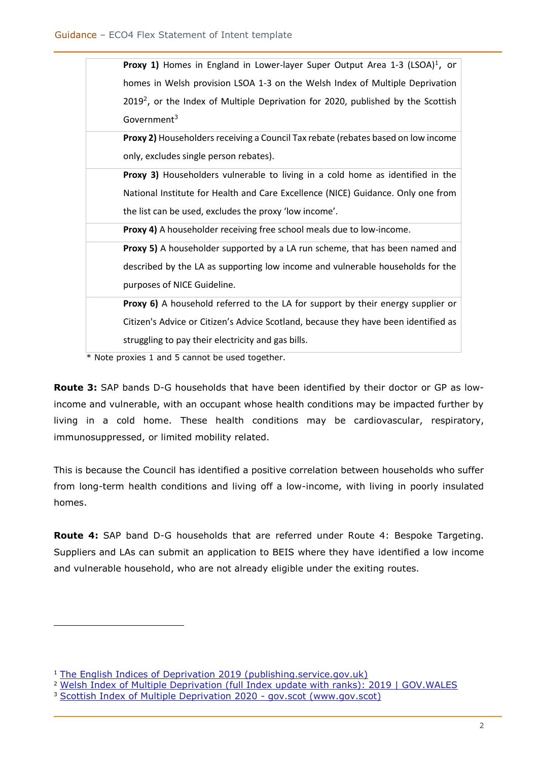| |
|---|
| **Proxy 1)** Homes in England in Lower-layer Super Output Area 1-3 (LSOA)[1], or homes in Welsh provision LSOA 1-3 on the Welsh Index of Multiple Deprivation 2019[2], or the Index of Multiple Deprivation for 2020, published by the Scottish Government[3] |
| **Proxy 2)** Householders receiving a Council Tax rebate (rebates based on low income only, excludes single person rebates). |
| **Proxy 3)** Householders vulnerable to living in a cold home as identified in the National Institute for Health and Care Excellence (NICE) Guidance. Only one from the list can be used, excludes the proxy 'low income'. |
| **Proxy 4)** A householder receiving free school meals due to low-income. |
| **Proxy 5)** A householder supported by a LA run scheme, that has been named and described by the LA as supporting low income and vulnerable households for the purposes of NICE Guideline. |
| **Proxy 6)** A household referred to the LA for support by their energy supplier or Citizen's Advice or Citizen's Advice Scotland, because they have been identified as struggling to pay their electricity and gas bills. |

* Note proxies 1 and 5 cannot be used together.

**Route 3:** SAP bands D-G households that have been identified by their doctor or GP as low-income and vulnerable, with an occupant whose health conditions may be impacted further by living in a cold home. These health conditions may be cardiovascular, respiratory, immunosuppressed, or limited mobility related.

This is because the Council has identified a positive correlation between households who suffer from long-term health conditions and living off a low-income, with living in poorly insulated homes.

**Route 4:** SAP band D-G households that are referred under Route 4: Bespoke Targeting. Suppliers and LAs can submit an application to BEIS where they have identified a low income and vulnerable household, who are not already eligible under the exiting routes.

---

[1] The English Indices of Deprivation 2019 (publishing.service.gov.uk)

[2] Welsh Index of Multiple Deprivation (full Index update with ranks): 2019 | GOV.WALES

[3] Scottish Index of Multiple Deprivation 2020 - gov.scot (www.gov.scot)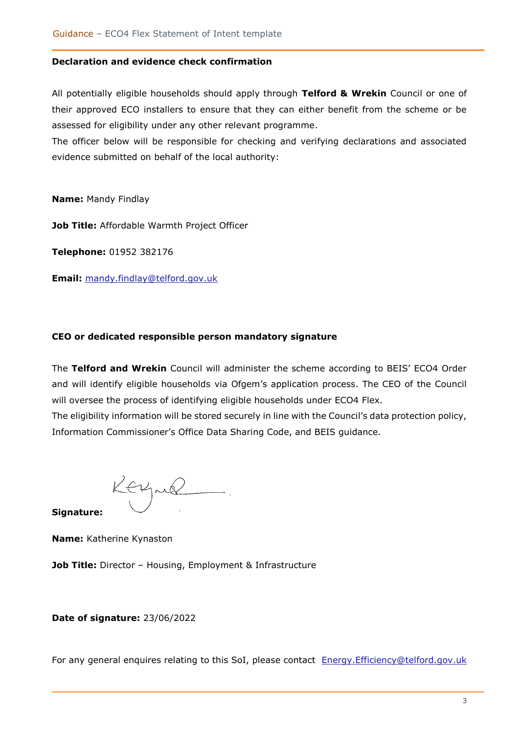**Declaration and evidence check confirmation**

All potentially eligible households should apply through **Telford & Wrekin** Council or one of their approved ECO installers to ensure that they can either benefit from the scheme or be assessed for eligibility under any other relevant programme.
The officer below will be responsible for checking and verifying declarations and associated evidence submitted on behalf of the local authority:

**Name:** Mandy Findlay

**Job Title:** Affordable Warmth Project Officer

**Telephone:** 01952 382176

**Email:** mandy.findlay@telford.gov.uk

**CEO or dedicated responsible person mandatory signature**

The **Telford and Wrekin** Council will administer the scheme according to BEIS' ECO4 Order and will identify eligible households via Ofgem's application process. The CEO of the Council will oversee the process of identifying eligible households under ECO4 Flex.
The eligibility information will be stored securely in line with the Council's data protection policy, Information Commissioner's Office Data Sharing Code, and BEIS guidance.

**Signature:**

**Name:** Katherine Kynaston

**Job Title:** Director – Housing, Employment & Infrastructure

**Date of signature:** 23/06/2022

For any general enquires relating to this SoI, please contact Energy.Efficiency@telford.gov.uk